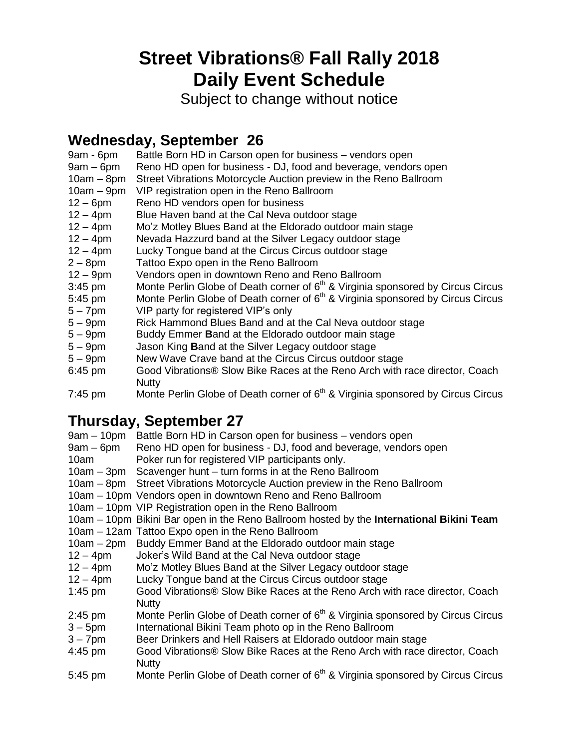# Street Vibrations® Fall Rally 2018
# Daily Event Schedule

Subject to change without notice

## Wednesday, September 26

9am - 6pm Battle Born HD in Carson open for business – vendors open
9am – 6pm Reno HD open for business - DJ, food and beverage, vendors open
10am – 8pm Street Vibrations Motorcycle Auction preview in the Reno Ballroom
10am – 9pm VIP registration open in the Reno Ballroom
12 – 6pm Reno HD vendors open for business
12 – 4pm Blue Haven band at the Cal Neva outdoor stage
12 – 4pm Mo'z Motley Blues Band at the Eldorado outdoor main stage
12 – 4pm Nevada Hazzurd band at the Silver Legacy outdoor stage
12 – 4pm Lucky Tongue band at the Circus Circus outdoor stage
2 – 8pm Tattoo Expo open in the Reno Ballroom
12 – 9pm Vendors open in downtown Reno and Reno Ballroom
3:45 pm Monte Perlin Globe of Death corner of 6th & Virginia sponsored by Circus Circus
5:45 pm Monte Perlin Globe of Death corner of 6th & Virginia sponsored by Circus Circus
5 – 7pm VIP party for registered VIP's only
5 – 9pm Rick Hammond Blues Band and at the Cal Neva outdoor stage
5 – 9pm Buddy Emmer **B**and at the Eldorado outdoor main stage
5 – 9pm Jason King **B**and at the Silver Legacy outdoor stage
5 – 9pm New Wave Crave band at the Circus Circus outdoor stage
6:45 pm Good Vibrations® Slow Bike Races at the Reno Arch with race director, Coach Nutty
7:45 pm Monte Perlin Globe of Death corner of 6th & Virginia sponsored by Circus Circus

## Thursday, September 27

9am – 10pm Battle Born HD in Carson open for business – vendors open
9am – 6pm Reno HD open for business - DJ, food and beverage, vendors open
10am Poker run for registered VIP participants only.
10am – 3pm Scavenger hunt – turn forms in at the Reno Ballroom
10am – 8pm Street Vibrations Motorcycle Auction preview in the Reno Ballroom
10am – 10pm Vendors open in downtown Reno and Reno Ballroom
10am – 10pm VIP Registration open in the Reno Ballroom
10am – 10pm Bikini Bar open in the Reno Ballroom hosted by the **International Bikini Team**
10am – 12am Tattoo Expo open in the Reno Ballroom
10am – 2pm Buddy Emmer Band at the Eldorado outdoor main stage
12 – 4pm Joker's Wild Band at the Cal Neva outdoor stage
12 – 4pm Mo'z Motley Blues Band at the Silver Legacy outdoor stage
12 – 4pm Lucky Tongue band at the Circus Circus outdoor stage
1:45 pm Good Vibrations® Slow Bike Races at the Reno Arch with race director, Coach Nutty
2:45 pm Monte Perlin Globe of Death corner of 6th & Virginia sponsored by Circus Circus
3 – 5pm International Bikini Team photo op in the Reno Ballroom
3 – 7pm Beer Drinkers and Hell Raisers at Eldorado outdoor main stage
4:45 pm Good Vibrations® Slow Bike Races at the Reno Arch with race director, Coach Nutty
5:45 pm Monte Perlin Globe of Death corner of 6th & Virginia sponsored by Circus Circus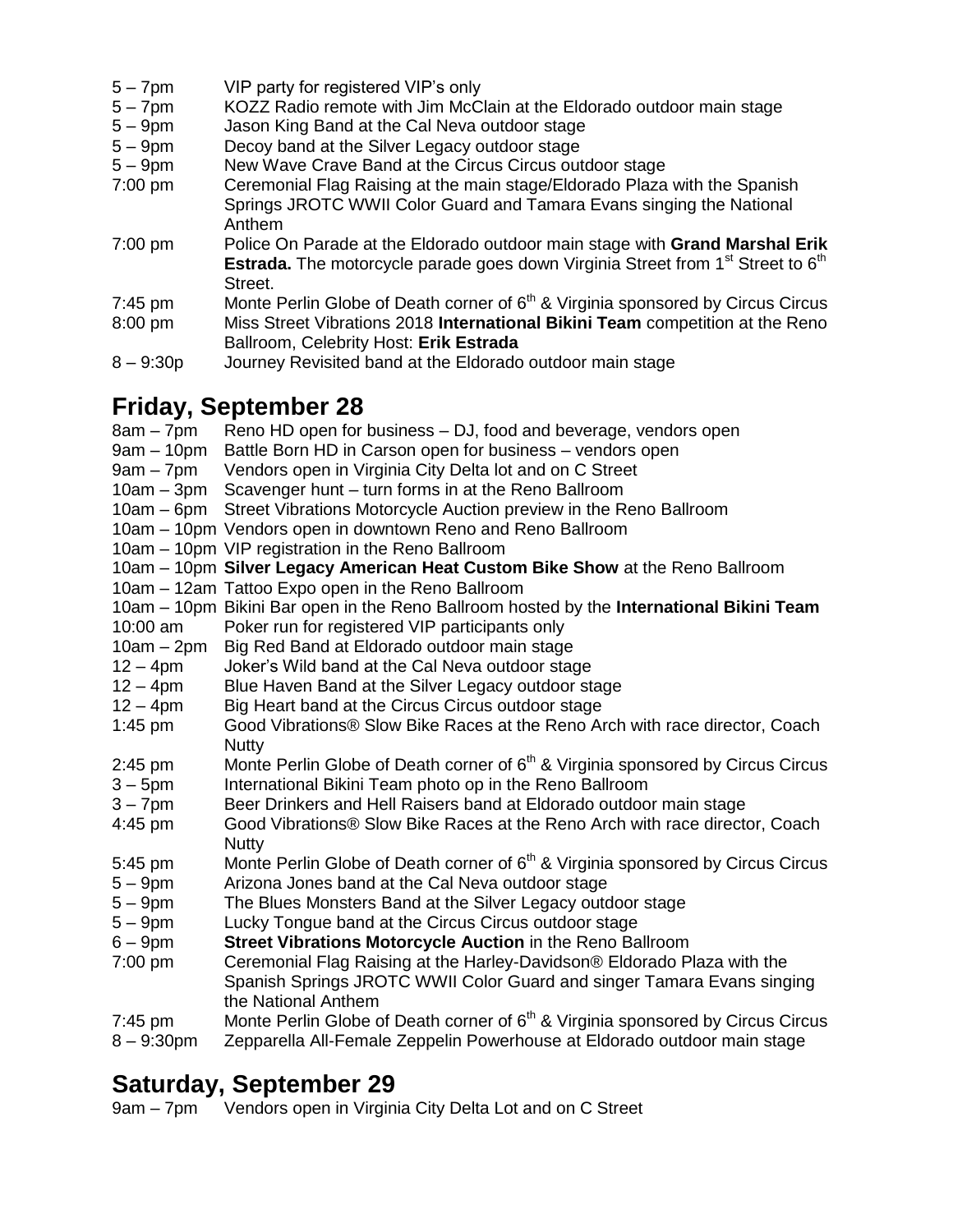5 – 7pm VIP party for registered VIP's only
5 – 7pm KOZZ Radio remote with Jim McClain at the Eldorado outdoor main stage
5 – 9pm Jason King Band at the Cal Neva outdoor stage
5 – 9pm Decoy band at the Silver Legacy outdoor stage
5 – 9pm New Wave Crave Band at the Circus Circus outdoor stage
7:00 pm Ceremonial Flag Raising at the main stage/Eldorado Plaza with the Spanish Springs JROTC WWII Color Guard and Tamara Evans singing the National Anthem
7:00 pm Police On Parade at the Eldorado outdoor main stage with **Grand Marshal Erik Estrada.** The motorcycle parade goes down Virginia Street from 1st Street to 6th Street.
7:45 pm Monte Perlin Globe of Death corner of 6th & Virginia sponsored by Circus Circus
8:00 pm Miss Street Vibrations 2018 **International Bikini Team** competition at the Reno Ballroom, Celebrity Host: **Erik Estrada**
8 – 9:30p Journey Revisited band at the Eldorado outdoor main stage

## Friday, September 28

8am – 7pm Reno HD open for business – DJ, food and beverage, vendors open
9am – 10pm Battle Born HD in Carson open for business – vendors open
9am – 7pm Vendors open in Virginia City Delta lot and on C Street
10am – 3pm Scavenger hunt – turn forms in at the Reno Ballroom
10am – 6pm Street Vibrations Motorcycle Auction preview in the Reno Ballroom
10am – 10pm Vendors open in downtown Reno and Reno Ballroom
10am – 10pm VIP registration in the Reno Ballroom
10am – 10pm **Silver Legacy American Heat Custom Bike Show** at the Reno Ballroom
10am – 12am Tattoo Expo open in the Reno Ballroom
10am – 10pm Bikini Bar open in the Reno Ballroom hosted by the **International Bikini Team**
10:00 am Poker run for registered VIP participants only
10am – 2pm Big Red Band at Eldorado outdoor main stage
12 – 4pm Joker's Wild band at the Cal Neva outdoor stage
12 – 4pm Blue Haven Band at the Silver Legacy outdoor stage
12 – 4pm Big Heart band at the Circus Circus outdoor stage
1:45 pm Good Vibrations® Slow Bike Races at the Reno Arch with race director, Coach Nutty
2:45 pm Monte Perlin Globe of Death corner of 6th & Virginia sponsored by Circus Circus
3 – 5pm International Bikini Team photo op in the Reno Ballroom
3 – 7pm Beer Drinkers and Hell Raisers band at Eldorado outdoor main stage
4:45 pm Good Vibrations® Slow Bike Races at the Reno Arch with race director, Coach Nutty
5:45 pm Monte Perlin Globe of Death corner of 6th & Virginia sponsored by Circus Circus
5 – 9pm Arizona Jones band at the Cal Neva outdoor stage
5 – 9pm The Blues Monsters Band at the Silver Legacy outdoor stage
5 – 9pm Lucky Tongue band at the Circus Circus outdoor stage
6 – 9pm **Street Vibrations Motorcycle Auction** in the Reno Ballroom
7:00 pm Ceremonial Flag Raising at the Harley-Davidson® Eldorado Plaza with the Spanish Springs JROTC WWII Color Guard and singer Tamara Evans singing the National Anthem
7:45 pm Monte Perlin Globe of Death corner of 6th & Virginia sponsored by Circus Circus
8 – 9:30pm Zepparella All-Female Zeppelin Powerhouse at Eldorado outdoor main stage

## Saturday, September 29

9am – 7pm Vendors open in Virginia City Delta Lot and on C Street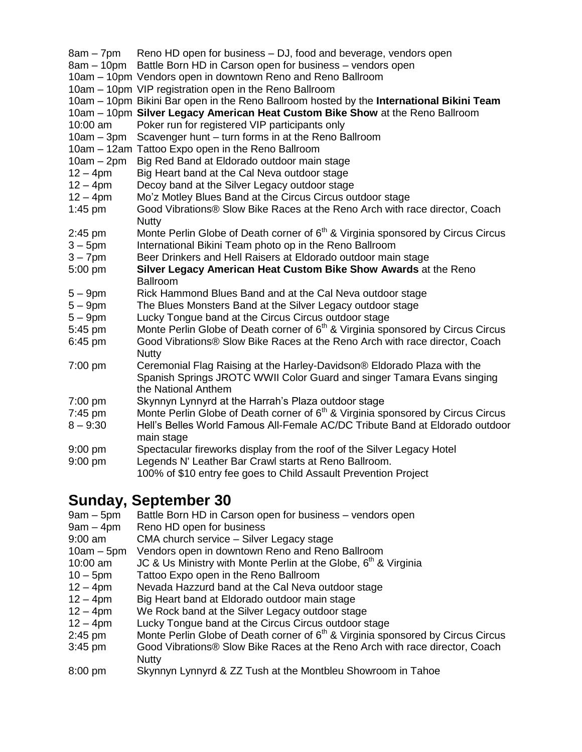8am – 7pm Reno HD open for business – DJ, food and beverage, vendors open
8am – 10pm Battle Born HD in Carson open for business – vendors open
10am – 10pm Vendors open in downtown Reno and Reno Ballroom
10am – 10pm VIP registration open in the Reno Ballroom
10am – 10pm Bikini Bar open in the Reno Ballroom hosted by the **International Bikini Team**
10am – 10pm **Silver Legacy American Heat Custom Bike Show** at the Reno Ballroom
10:00 am Poker run for registered VIP participants only
10am – 3pm Scavenger hunt – turn forms in at the Reno Ballroom
10am – 12am Tattoo Expo open in the Reno Ballroom
10am – 2pm Big Red Band at Eldorado outdoor main stage
12 – 4pm Big Heart band at the Cal Neva outdoor stage
12 – 4pm Decoy band at the Silver Legacy outdoor stage
12 – 4pm Mo'z Motley Blues Band at the Circus Circus outdoor stage
1:45 pm Good Vibrations® Slow Bike Races at the Reno Arch with race director, Coach Nutty
2:45 pm Monte Perlin Globe of Death corner of 6th & Virginia sponsored by Circus Circus
3 – 5pm International Bikini Team photo op in the Reno Ballroom
3 – 7pm Beer Drinkers and Hell Raisers at Eldorado outdoor main stage
5:00 pm **Silver Legacy American Heat Custom Bike Show Awards** at the Reno Ballroom
5 – 9pm Rick Hammond Blues Band and at the Cal Neva outdoor stage
5 – 9pm The Blues Monsters Band at the Silver Legacy outdoor stage
5 – 9pm Lucky Tongue band at the Circus Circus outdoor stage
5:45 pm Monte Perlin Globe of Death corner of 6th & Virginia sponsored by Circus Circus
6:45 pm Good Vibrations® Slow Bike Races at the Reno Arch with race director, Coach Nutty
7:00 pm Ceremonial Flag Raising at the Harley-Davidson® Eldorado Plaza with the Spanish Springs JROTC WWII Color Guard and singer Tamara Evans singing the National Anthem
7:00 pm Skynnyn Lynnyrd at the Harrah's Plaza outdoor stage
7:45 pm Monte Perlin Globe of Death corner of 6th & Virginia sponsored by Circus Circus
8 – 9:30 Hell's Belles World Famous All-Female AC/DC Tribute Band at Eldorado outdoor main stage
9:00 pm Spectacular fireworks display from the roof of the Silver Legacy Hotel
9:00 pm Legends N' Leather Bar Crawl starts at Reno Ballroom.
100% of $10 entry fee goes to Child Assault Prevention Project

## Sunday, September 30

9am – 5pm Battle Born HD in Carson open for business – vendors open
9am – 4pm Reno HD open for business
9:00 am CMA church service – Silver Legacy stage
10am – 5pm Vendors open in downtown Reno and Reno Ballroom
10:00 am JC & Us Ministry with Monte Perlin at the Globe, 6th & Virginia
10 – 5pm Tattoo Expo open in the Reno Ballroom
12 – 4pm Nevada Hazzurd band at the Cal Neva outdoor stage
12 – 4pm Big Heart band at Eldorado outdoor main stage
12 – 4pm We Rock band at the Silver Legacy outdoor stage
12 – 4pm Lucky Tongue band at the Circus Circus outdoor stage
2:45 pm Monte Perlin Globe of Death corner of 6th & Virginia sponsored by Circus Circus
3:45 pm Good Vibrations® Slow Bike Races at the Reno Arch with race director, Coach Nutty
8:00 pm Skynnyn Lynnyrd & ZZ Tush at the Montbleu Showroom in Tahoe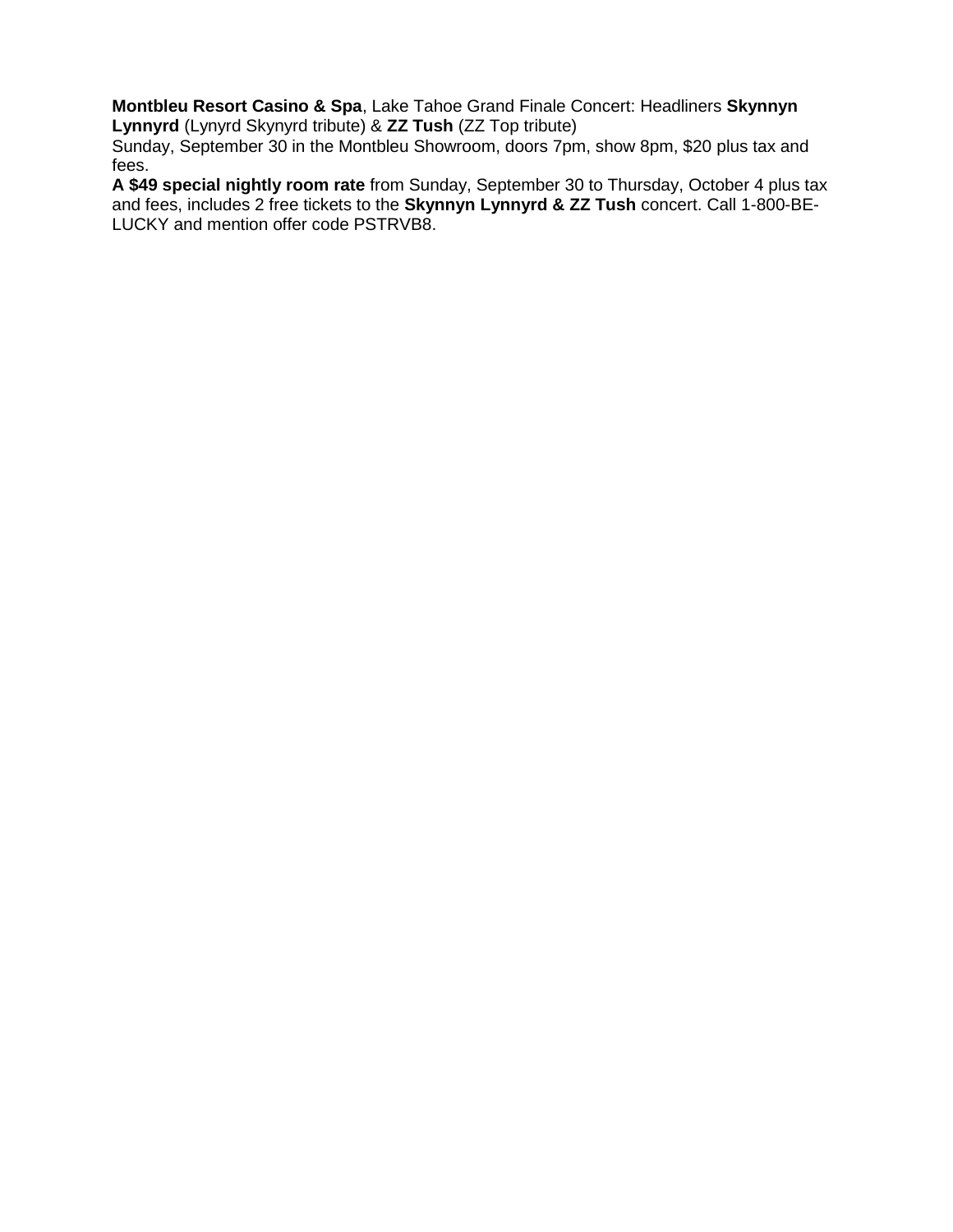**Montbleu Resort Casino & Spa**, Lake Tahoe Grand Finale Concert: Headliners **Skynnyn Lynnyrd** (Lynyrd Skynyrd tribute) & **ZZ Tush** (ZZ Top tribute)
Sunday, September 30 in the Montbleu Showroom, doors 7pm, show 8pm, $20 plus tax and fees.
**A $49 special nightly room rate** from Sunday, September 30 to Thursday, October 4 plus tax and fees, includes 2 free tickets to the **Skynnyn Lynnyrd & ZZ Tush** concert. Call 1-800-BE-LUCKY and mention offer code PSTRVB8.